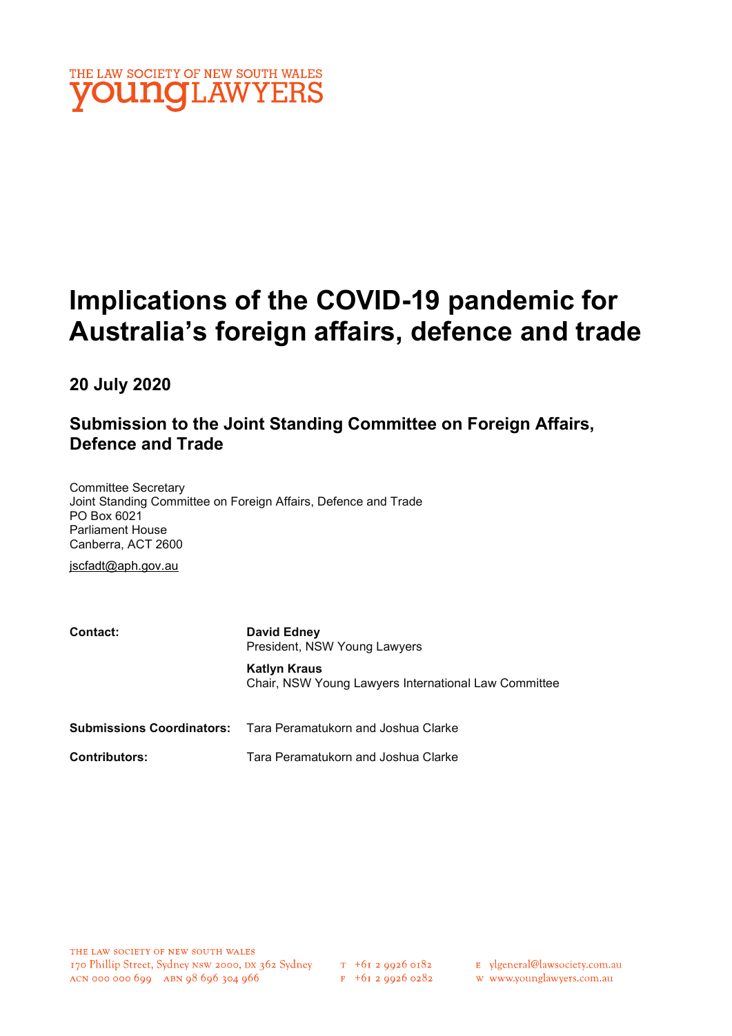THE LAW SOCIETY OF NEW SOUTH WALES
**young**LAWYERS

# Implications of the COVID-19 pandemic for Australia's foreign affairs, defence and trade

## 20 July 2020

### Submission to the Joint Standing Committee on Foreign Affairs, Defence and Trade

Committee Secretary
Joint Standing Committee on Foreign Affairs, Defence and Trade
PO Box 6021
Parliament House
Canberra, ACT 2600

jscfadt@aph.gov.au

| | |
|---|---|
| **Contact:** | **David Edney**<br>President, NSW Young Lawyers |
| | **Katlyn Kraus**<br>Chair, NSW Young Lawyers International Law Committee |
| **Submissions Coordinators:** | Tara Peramatukorn and Joshua Clarke |
| **Contributors:** | Tara Peramatukorn and Joshua Clarke |

THE LAW SOCIETY OF NEW SOUTH WALES
170 Phillip Street, Sydney NSW 2000, DX 362 Sydney
ACN 000 000 699 ABN 98 696 304 966

T +61 2 9926 0182
F +61 2 9926 0282

E ylgeneral@lawsociety.com.au
W www.younglawyers.com.au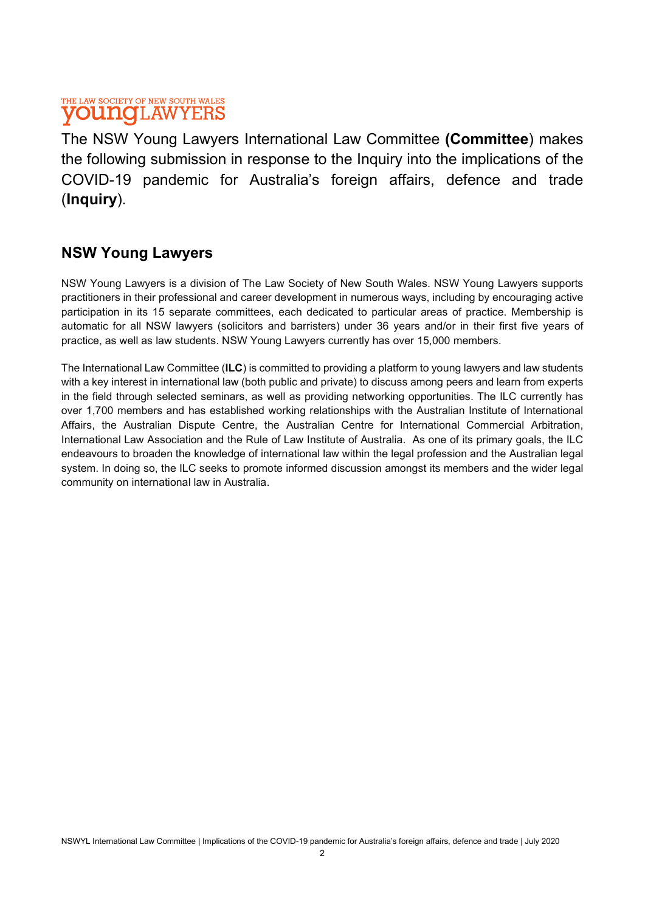The NSW Young Lawyers International Law Committee **(Committee**) makes the following submission in response to the Inquiry into the implications of the COVID-19 pandemic for Australia's foreign affairs, defence and trade (**Inquiry**).

## NSW Young Lawyers

NSW Young Lawyers is a division of The Law Society of New South Wales. NSW Young Lawyers supports practitioners in their professional and career development in numerous ways, including by encouraging active participation in its 15 separate committees, each dedicated to particular areas of practice. Membership is automatic for all NSW lawyers (solicitors and barristers) under 36 years and/or in their first five years of practice, as well as law students. NSW Young Lawyers currently has over 15,000 members.

The International Law Committee (**ILC**) is committed to providing a platform to young lawyers and law students with a key interest in international law (both public and private) to discuss among peers and learn from experts in the field through selected seminars, as well as providing networking opportunities. The ILC currently has over 1,700 members and has established working relationships with the Australian Institute of International Affairs, the Australian Dispute Centre, the Australian Centre for International Commercial Arbitration, International Law Association and the Rule of Law Institute of Australia. As one of its primary goals, the ILC endeavours to broaden the knowledge of international law within the legal profession and the Australian legal system. In doing so, the ILC seeks to promote informed discussion amongst its members and the wider legal community on international law in Australia.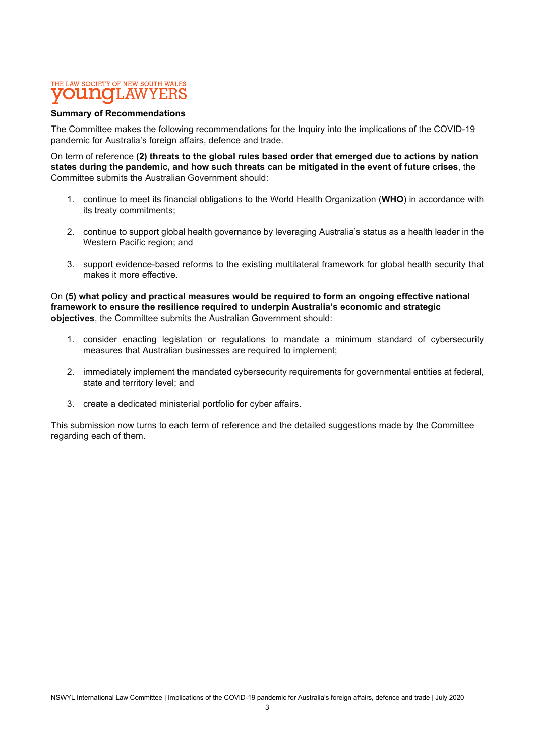**Summary of Recommendations**

The Committee makes the following recommendations for the Inquiry into the implications of the COVID-19 pandemic for Australia's foreign affairs, defence and trade.

On term of reference **(2) threats to the global rules based order that emerged due to actions by nation states during the pandemic, and how such threats can be mitigated in the event of future crises**, the Committee submits the Australian Government should:

1. continue to meet its financial obligations to the World Health Organization (**WHO**) in accordance with its treaty commitments;
2. continue to support global health governance by leveraging Australia's status as a health leader in the Western Pacific region; and
3. support evidence-based reforms to the existing multilateral framework for global health security that makes it more effective.

On **(5) what policy and practical measures would be required to form an ongoing effective national framework to ensure the resilience required to underpin Australia's economic and strategic objectives**, the Committee submits the Australian Government should:

1. consider enacting legislation or regulations to mandate a minimum standard of cybersecurity measures that Australian businesses are required to implement;
2. immediately implement the mandated cybersecurity requirements for governmental entities at federal, state and territory level; and
3. create a dedicated ministerial portfolio for cyber affairs.

This submission now turns to each term of reference and the detailed suggestions made by the Committee regarding each of them.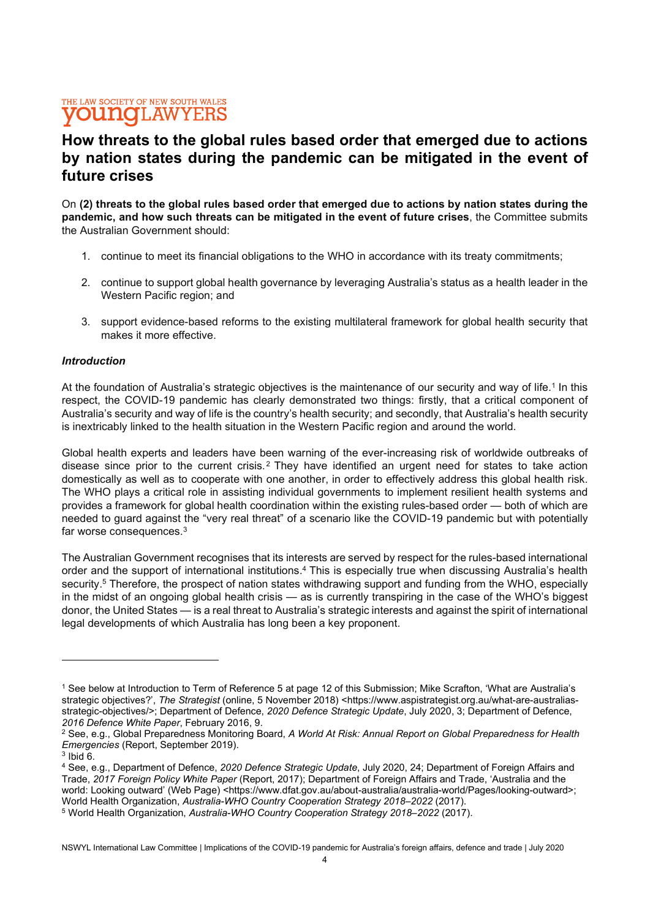THE LAW SOCIETY OF NEW SOUTH WALES
youngLAWYERS

# How threats to the global rules based order that emerged due to actions by nation states during the pandemic can be mitigated in the event of future crises

On **(2) threats to the global rules based order that emerged due to actions by nation states during the pandemic, and how such threats can be mitigated in the event of future crises**, the Committee submits the Australian Government should:

1. continue to meet its financial obligations to the WHO in accordance with its treaty commitments;

2. continue to support global health governance by leveraging Australia's status as a health leader in the Western Pacific region; and

3. support evidence-based reforms to the existing multilateral framework for global health security that makes it more effective.

***Introduction***

At the foundation of Australia's strategic objectives is the maintenance of our security and way of life.[1] In this respect, the COVID-19 pandemic has clearly demonstrated two things: firstly, that a critical component of Australia's security and way of life is the country's health security; and secondly, that Australia's health security is inextricably linked to the health situation in the Western Pacific region and around the world.

Global health experts and leaders have been warning of the ever-increasing risk of worldwide outbreaks of disease since prior to the current crisis.[2] They have identified an urgent need for states to take action domestically as well as to cooperate with one another, in order to effectively address this global health risk. The WHO plays a critical role in assisting individual governments to implement resilient health systems and provides a framework for global health coordination within the existing rules-based order — both of which are needed to guard against the "very real threat" of a scenario like the COVID-19 pandemic but with potentially far worse consequences.[3]

The Australian Government recognises that its interests are served by respect for the rules-based international order and the support of international institutions.[4] This is especially true when discussing Australia's health security.[5] Therefore, the prospect of nation states withdrawing support and funding from the WHO, especially in the midst of an ongoing global health crisis — as is currently transpiring in the case of the WHO's biggest donor, the United States — is a real threat to Australia's strategic interests and against the spirit of international legal developments of which Australia has long been a key proponent.

---

[1] See below at Introduction to Term of Reference 5 at page 12 of this Submission; Mike Scrafton, 'What are Australia's strategic objectives?', *The Strategist* (online, 5 November 2018) <https://www.aspistrategist.org.au/what-are-australias-strategic-objectives/>; Department of Defence, *2020 Defence Strategic Update*, July 2020, 3; Department of Defence, *2016 Defence White Paper*, February 2016, 9.

[2] See, e.g., Global Preparedness Monitoring Board, *A World At Risk: Annual Report on Global Preparedness for Health Emergencies* (Report, September 2019).

[3] Ibid 6.

[4] See, e.g., Department of Defence, *2020 Defence Strategic Update*, July 2020, 24; Department of Foreign Affairs and Trade, *2017 Foreign Policy White Paper* (Report, 2017); Department of Foreign Affairs and Trade, 'Australia and the world: Looking outward' (Web Page) <https://www.dfat.gov.au/about-australia/australia-world/Pages/looking-outward>; World Health Organization, *Australia-WHO Country Cooperation Strategy 2018–2022* (2017).

[5] World Health Organization, *Australia-WHO Country Cooperation Strategy 2018–2022* (2017).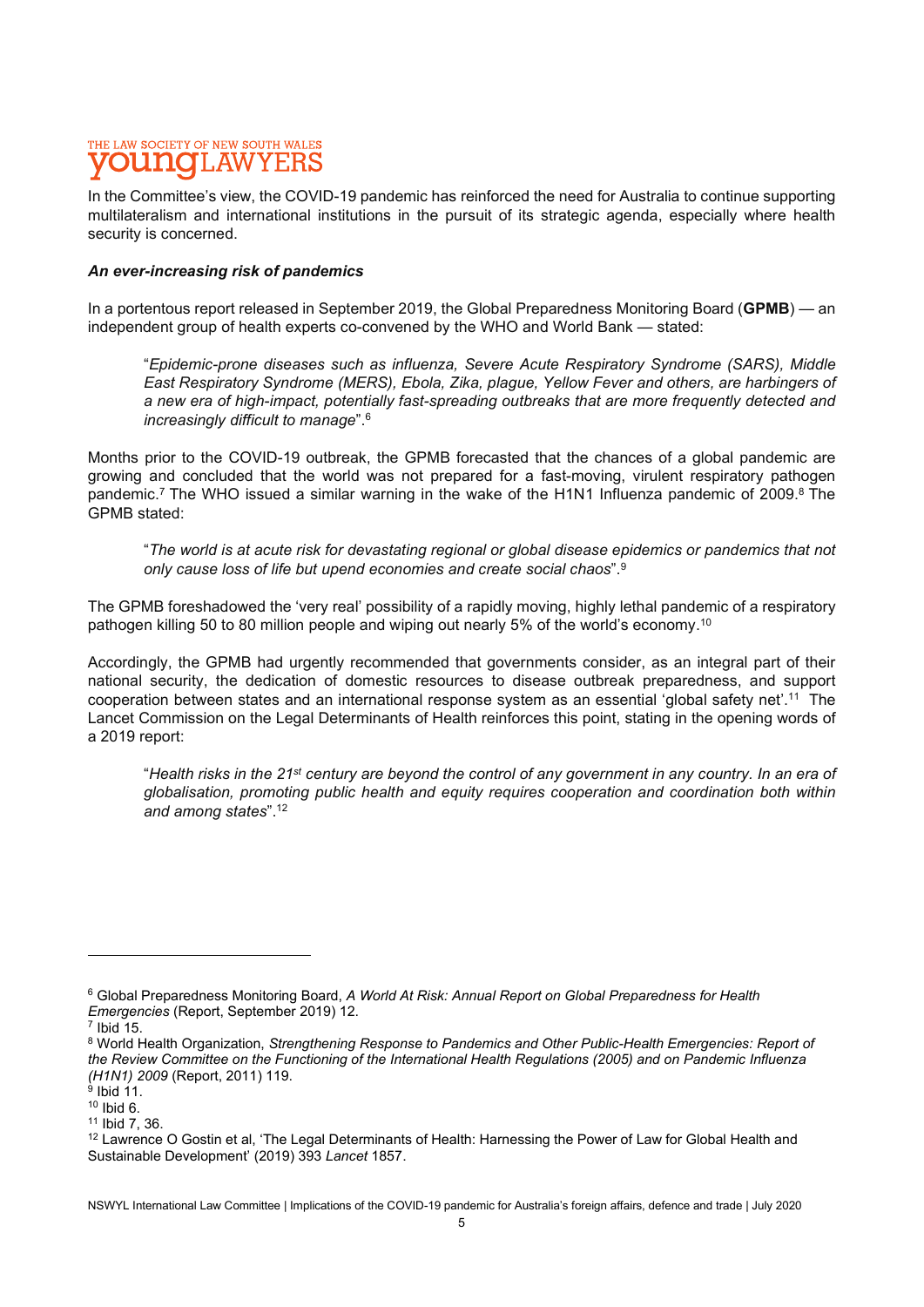In the Committee's view, the COVID-19 pandemic has reinforced the need for Australia to continue supporting multilateralism and international institutions in the pursuit of its strategic agenda, especially where health security is concerned.

***An ever-increasing risk of pandemics***

In a portentous report released in September 2019, the Global Preparedness Monitoring Board (**GPMB**) — an independent group of health experts co-convened by the WHO and World Bank — stated:

> "*Epidemic-prone diseases such as influenza, Severe Acute Respiratory Syndrome (SARS), Middle East Respiratory Syndrome (MERS), Ebola, Zika, plague, Yellow Fever and others, are harbingers of a new era of high-impact, potentially fast-spreading outbreaks that are more frequently detected and increasingly difficult to manage*".[6]

Months prior to the COVID-19 outbreak, the GPMB forecasted that the chances of a global pandemic are growing and concluded that the world was not prepared for a fast-moving, virulent respiratory pathogen pandemic.[7] The WHO issued a similar warning in the wake of the H1N1 Influenza pandemic of 2009.[8] The GPMB stated:

> "*The world is at acute risk for devastating regional or global disease epidemics or pandemics that not only cause loss of life but upend economies and create social chaos*".[9]

The GPMB foreshadowed the 'very real' possibility of a rapidly moving, highly lethal pandemic of a respiratory pathogen killing 50 to 80 million people and wiping out nearly 5% of the world's economy.[10]

Accordingly, the GPMB had urgently recommended that governments consider, as an integral part of their national security, the dedication of domestic resources to disease outbreak preparedness, and support cooperation between states and an international response system as an essential 'global safety net'.[11] The Lancet Commission on the Legal Determinants of Health reinforces this point, stating in the opening words of a 2019 report:

> "*Health risks in the 21st century are beyond the control of any government in any country. In an era of globalisation, promoting public health and equity requires cooperation and coordination both within and among states*".[12]

---

[6] Global Preparedness Monitoring Board, *A World At Risk: Annual Report on Global Preparedness for Health Emergencies* (Report, September 2019) 12.

[7] Ibid 15.

[8] World Health Organization, *Strengthening Response to Pandemics and Other Public-Health Emergencies: Report of the Review Committee on the Functioning of the International Health Regulations (2005) and on Pandemic Influenza (H1N1) 2009* (Report, 2011) 119.

[9] Ibid 11.

[10] Ibid 6.

[11] Ibid 7, 36.

[12] Lawrence O Gostin et al, 'The Legal Determinants of Health: Harnessing the Power of Law for Global Health and Sustainable Development' (2019) 393 *Lancet* 1857.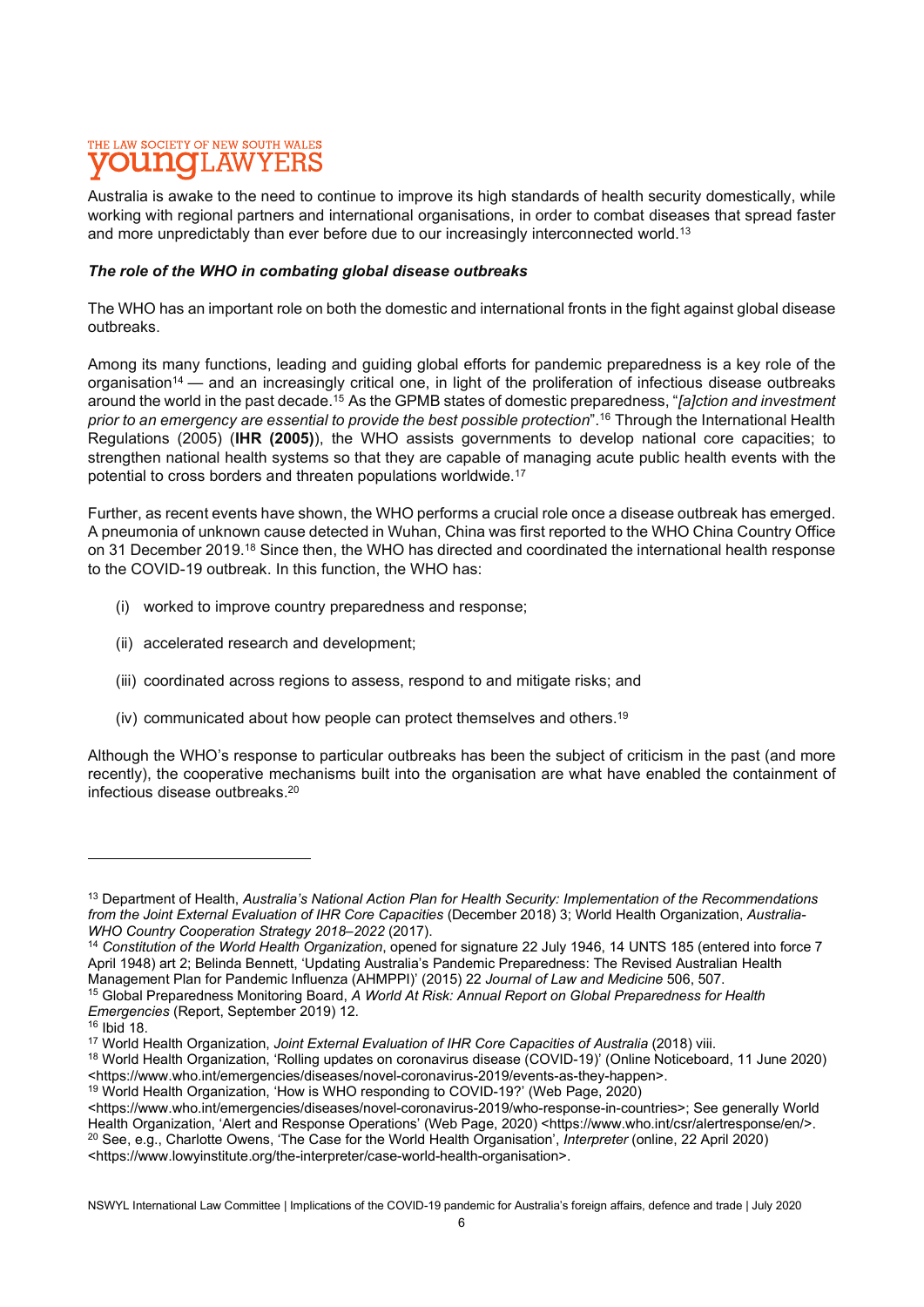Australia is awake to the need to continue to improve its high standards of health security domestically, while working with regional partners and international organisations, in order to combat diseases that spread faster and more unpredictably than ever before due to our increasingly interconnected world.[13]

***The role of the WHO in combating global disease outbreaks***

The WHO has an important role on both the domestic and international fronts in the fight against global disease outbreaks.

Among its many functions, leading and guiding global efforts for pandemic preparedness is a key role of the organisation[14] — and an increasingly critical one, in light of the proliferation of infectious disease outbreaks around the world in the past decade.[15] As the GPMB states of domestic preparedness, "*[a]ction and investment prior to an emergency are essential to provide the best possible protection*".[16] Through the International Health Regulations (2005) (**IHR (2005)**), the WHO assists governments to develop national core capacities; to strengthen national health systems so that they are capable of managing acute public health events with the potential to cross borders and threaten populations worldwide.[17]

Further, as recent events have shown, the WHO performs a crucial role once a disease outbreak has emerged. A pneumonia of unknown cause detected in Wuhan, China was first reported to the WHO China Country Office on 31 December 2019.[18] Since then, the WHO has directed and coordinated the international health response to the COVID-19 outbreak. In this function, the WHO has:

(i) worked to improve country preparedness and response;

(ii) accelerated research and development;

(iii) coordinated across regions to assess, respond to and mitigate risks; and

(iv) communicated about how people can protect themselves and others.[19]

Although the WHO's response to particular outbreaks has been the subject of criticism in the past (and more recently), the cooperative mechanisms built into the organisation are what have enabled the containment of infectious disease outbreaks.[20]

---

[13] Department of Health, *Australia's National Action Plan for Health Security: Implementation of the Recommendations from the Joint External Evaluation of IHR Core Capacities* (December 2018) 3; World Health Organization, *Australia-WHO Country Cooperation Strategy 2018–2022* (2017).

[14] *Constitution of the World Health Organization*, opened for signature 22 July 1946, 14 UNTS 185 (entered into force 7 April 1948) art 2; Belinda Bennett, 'Updating Australia's Pandemic Preparedness: The Revised Australian Health Management Plan for Pandemic Influenza (AHMPPI)' (2015) 22 *Journal of Law and Medicine* 506, 507.

[15] Global Preparedness Monitoring Board, *A World At Risk: Annual Report on Global Preparedness for Health Emergencies* (Report, September 2019) 12.

[16] Ibid 18.

[17] World Health Organization, *Joint External Evaluation of IHR Core Capacities of Australia* (2018) viii.

[18] World Health Organization, 'Rolling updates on coronavirus disease (COVID-19)' (Online Noticeboard, 11 June 2020) <https://www.who.int/emergencies/diseases/novel-coronavirus-2019/events-as-they-happen>.

[19] World Health Organization, 'How is WHO responding to COVID-19?' (Web Page, 2020) <https://www.who.int/emergencies/diseases/novel-coronavirus-2019/who-response-in-countries>; See generally World Health Organization, 'Alert and Response Operations' (Web Page, 2020) <https://www.who.int/csr/alertresponse/en/>.

[20] See, e.g., Charlotte Owens, 'The Case for the World Health Organisation', *Interpreter* (online, 22 April 2020) <https://www.lowyinstitute.org/the-interpreter/case-world-health-organisation>.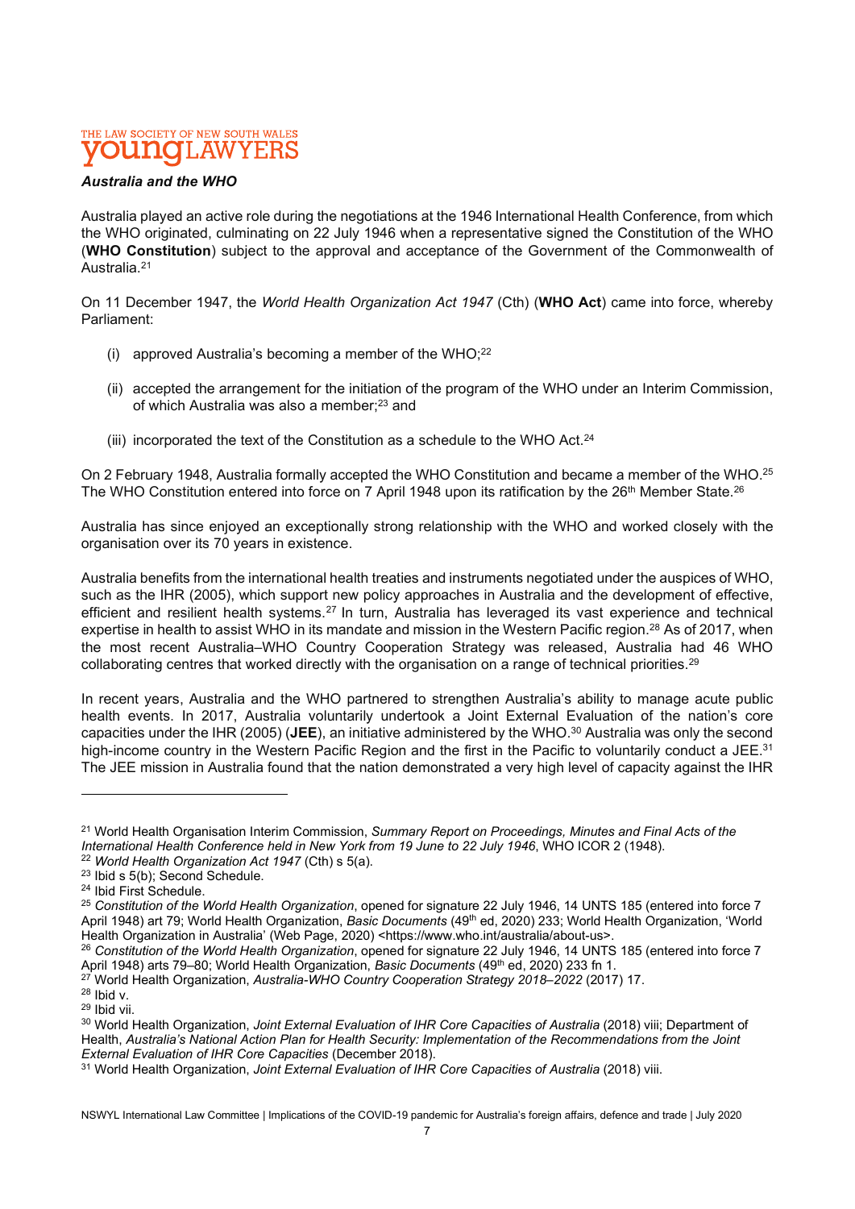***Australia and the WHO***

Australia played an active role during the negotiations at the 1946 International Health Conference, from which the WHO originated, culminating on 22 July 1946 when a representative signed the Constitution of the WHO (**WHO Constitution**) subject to the approval and acceptance of the Government of the Commonwealth of Australia.[21]

On 11 December 1947, the *World Health Organization Act 1947* (Cth) (**WHO Act**) came into force, whereby Parliament:

(i) approved Australia's becoming a member of the WHO;[22]

(ii) accepted the arrangement for the initiation of the program of the WHO under an Interim Commission, of which Australia was also a member;[23] and

(iii) incorporated the text of the Constitution as a schedule to the WHO Act.[24]

On 2 February 1948, Australia formally accepted the WHO Constitution and became a member of the WHO.[25] The WHO Constitution entered into force on 7 April 1948 upon its ratification by the 26th Member State.[26]

Australia has since enjoyed an exceptionally strong relationship with the WHO and worked closely with the organisation over its 70 years in existence.

Australia benefits from the international health treaties and instruments negotiated under the auspices of WHO, such as the IHR (2005), which support new policy approaches in Australia and the development of effective, efficient and resilient health systems.[27] In turn, Australia has leveraged its vast experience and technical expertise in health to assist WHO in its mandate and mission in the Western Pacific region.[28] As of 2017, when the most recent Australia–WHO Country Cooperation Strategy was released, Australia had 46 WHO collaborating centres that worked directly with the organisation on a range of technical priorities.[29]

In recent years, Australia and the WHO partnered to strengthen Australia's ability to manage acute public health events. In 2017, Australia voluntarily undertook a Joint External Evaluation of the nation's core capacities under the IHR (2005) (**JEE**), an initiative administered by the WHO.[30] Australia was only the second high-income country in the Western Pacific Region and the first in the Pacific to voluntarily conduct a JEE.[31] The JEE mission in Australia found that the nation demonstrated a very high level of capacity against the IHR

---

[21] World Health Organisation Interim Commission, *Summary Report on Proceedings, Minutes and Final Acts of the International Health Conference held in New York from 19 June to 22 July 1946*, WHO ICOR 2 (1948).

[22] *World Health Organization Act 1947* (Cth) s 5(a).

[23] Ibid s 5(b); Second Schedule.

[24] Ibid First Schedule.

[25] *Constitution of the World Health Organization*, opened for signature 22 July 1946, 14 UNTS 185 (entered into force 7 April 1948) art 79; World Health Organization, *Basic Documents* (49th ed, 2020) 233; World Health Organization, 'World Health Organization in Australia' (Web Page, 2020) <https://www.who.int/australia/about-us>.

[26] *Constitution of the World Health Organization*, opened for signature 22 July 1946, 14 UNTS 185 (entered into force 7 April 1948) arts 79–80; World Health Organization, *Basic Documents* (49th ed, 2020) 233 fn 1.

[27] World Health Organization, *Australia-WHO Country Cooperation Strategy 2018–2022* (2017) 17.

[28] Ibid v.

[29] Ibid vii.

[30] World Health Organization, *Joint External Evaluation of IHR Core Capacities of Australia* (2018) viii; Department of Health, *Australia's National Action Plan for Health Security: Implementation of the Recommendations from the Joint External Evaluation of IHR Core Capacities* (December 2018).

[31] World Health Organization, *Joint External Evaluation of IHR Core Capacities of Australia* (2018) viii.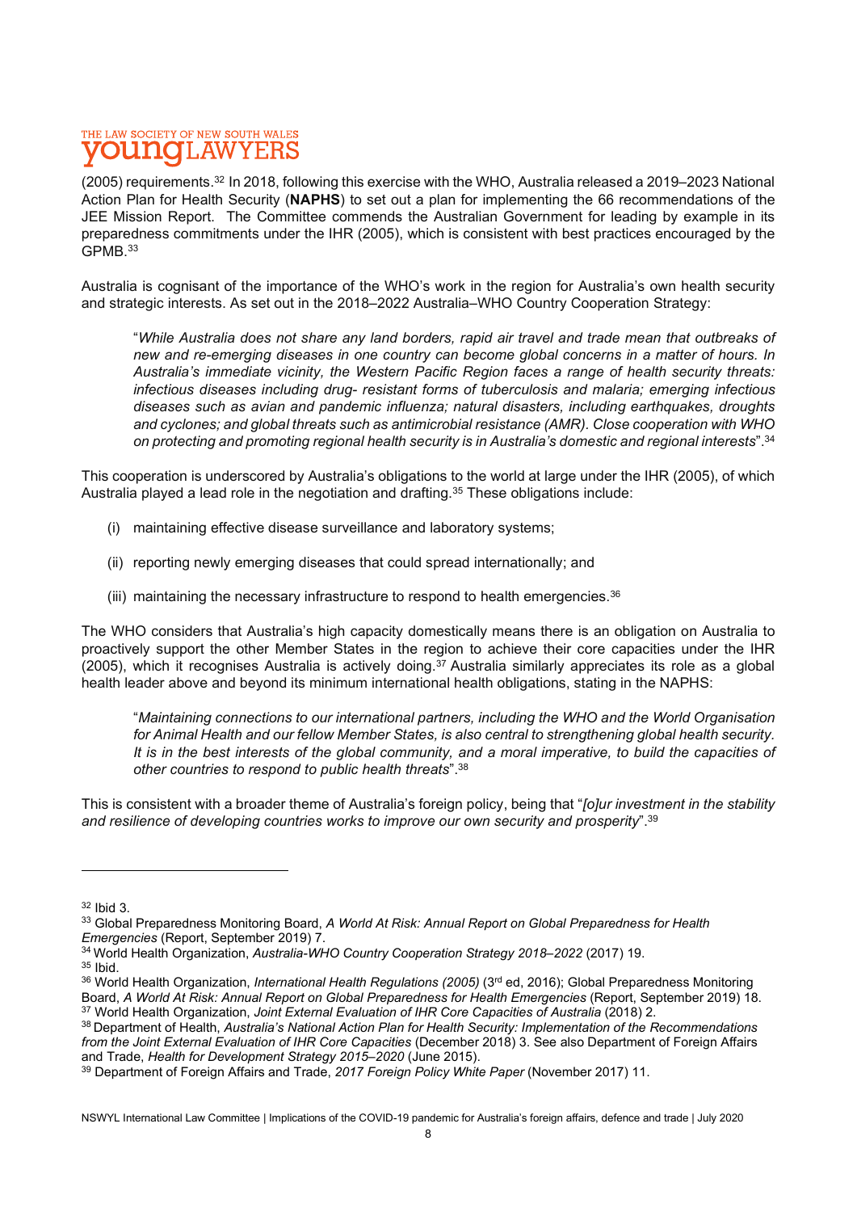(2005) requirements.[32] In 2018, following this exercise with the WHO, Australia released a 2019–2023 National Action Plan for Health Security (**NAPHS**) to set out a plan for implementing the 66 recommendations of the JEE Mission Report. The Committee commends the Australian Government for leading by example in its preparedness commitments under the IHR (2005), which is consistent with best practices encouraged by the GPMB.[33]

Australia is cognisant of the importance of the WHO's work in the region for Australia's own health security and strategic interests. As set out in the 2018–2022 Australia–WHO Country Cooperation Strategy:

> "*While Australia does not share any land borders, rapid air travel and trade mean that outbreaks of new and re-emerging diseases in one country can become global concerns in a matter of hours. In Australia's immediate vicinity, the Western Pacific Region faces a range of health security threats: infectious diseases including drug- resistant forms of tuberculosis and malaria; emerging infectious diseases such as avian and pandemic influenza; natural disasters, including earthquakes, droughts and cyclones; and global threats such as antimicrobial resistance (AMR). Close cooperation with WHO on protecting and promoting regional health security is in Australia's domestic and regional interests*".[34]

This cooperation is underscored by Australia's obligations to the world at large under the IHR (2005), of which Australia played a lead role in the negotiation and drafting.[35] These obligations include:

(i) maintaining effective disease surveillance and laboratory systems;

(ii) reporting newly emerging diseases that could spread internationally; and

(iii) maintaining the necessary infrastructure to respond to health emergencies.[36]

The WHO considers that Australia's high capacity domestically means there is an obligation on Australia to proactively support the other Member States in the region to achieve their core capacities under the IHR (2005), which it recognises Australia is actively doing.[37] Australia similarly appreciates its role as a global health leader above and beyond its minimum international health obligations, stating in the NAPHS:

> "*Maintaining connections to our international partners, including the WHO and the World Organisation for Animal Health and our fellow Member States, is also central to strengthening global health security. It is in the best interests of the global community, and a moral imperative, to build the capacities of other countries to respond to public health threats*".[38]

This is consistent with a broader theme of Australia's foreign policy, being that "*[o]ur investment in the stability and resilience of developing countries works to improve our own security and prosperity*".[39]

---

[32] Ibid 3.

[33] Global Preparedness Monitoring Board, *A World At Risk: Annual Report on Global Preparedness for Health Emergencies* (Report, September 2019) 7.

[34] World Health Organization, *Australia-WHO Country Cooperation Strategy 2018–2022* (2017) 19.

[35] Ibid.

[36] World Health Organization, *International Health Regulations (2005)* (3rd ed, 2016); Global Preparedness Monitoring Board, *A World At Risk: Annual Report on Global Preparedness for Health Emergencies* (Report, September 2019) 18.

[37] World Health Organization, *Joint External Evaluation of IHR Core Capacities of Australia* (2018) 2.

[38] Department of Health, *Australia's National Action Plan for Health Security: Implementation of the Recommendations from the Joint External Evaluation of IHR Core Capacities* (December 2018) 3. See also Department of Foreign Affairs and Trade, *Health for Development Strategy 2015–2020* (June 2015).

[39] Department of Foreign Affairs and Trade, *2017 Foreign Policy White Paper* (November 2017) 11.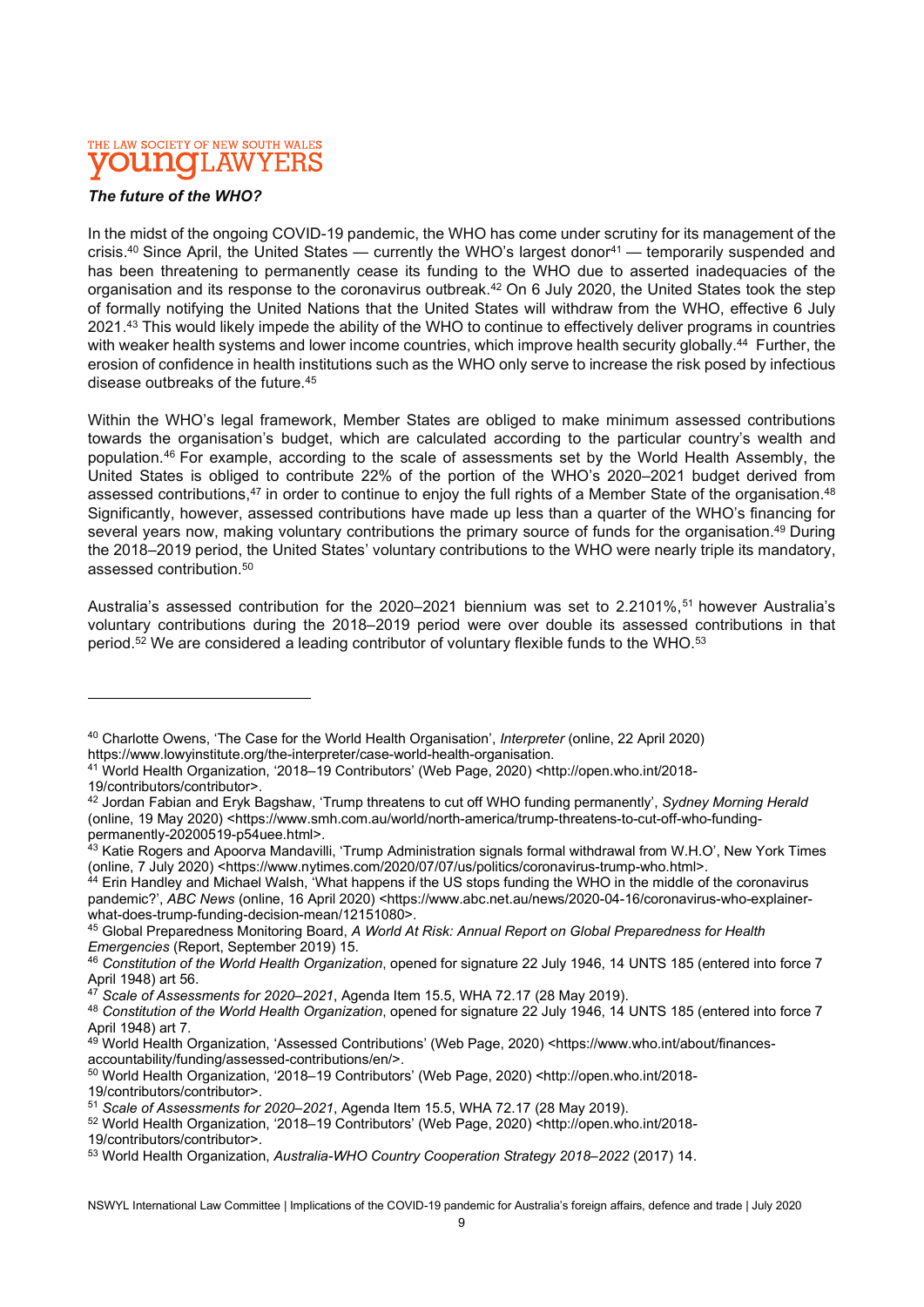### *The future of the WHO?*

In the midst of the ongoing COVID-19 pandemic, the WHO has come under scrutiny for its management of the crisis.[40] Since April, the United States — currently the WHO's largest donor[41] — temporarily suspended and has been threatening to permanently cease its funding to the WHO due to asserted inadequacies of the organisation and its response to the coronavirus outbreak.[42] On 6 July 2020, the United States took the step of formally notifying the United Nations that the United States will withdraw from the WHO, effective 6 July 2021.[43] This would likely impede the ability of the WHO to continue to effectively deliver programs in countries with weaker health systems and lower income countries, which improve health security globally.[44] Further, the erosion of confidence in health institutions such as the WHO only serve to increase the risk posed by infectious disease outbreaks of the future.[45]

Within the WHO's legal framework, Member States are obliged to make minimum assessed contributions towards the organisation's budget, which are calculated according to the particular country's wealth and population.[46] For example, according to the scale of assessments set by the World Health Assembly, the United States is obliged to contribute 22% of the portion of the WHO's 2020–2021 budget derived from assessed contributions,[47] in order to continue to enjoy the full rights of a Member State of the organisation.[48] Significantly, however, assessed contributions have made up less than a quarter of the WHO's financing for several years now, making voluntary contributions the primary source of funds for the organisation.[49] During the 2018–2019 period, the United States' voluntary contributions to the WHO were nearly triple its mandatory, assessed contribution.[50]

Australia's assessed contribution for the 2020–2021 biennium was set to 2.2101%,[51] however Australia's voluntary contributions during the 2018–2019 period were over double its assessed contributions in that period.[52] We are considered a leading contributor of voluntary flexible funds to the WHO.[53]

---

[40] Charlotte Owens, 'The Case for the World Health Organisation', *Interpreter* (online, 22 April 2020) https://www.lowyinstitute.org/the-interpreter/case-world-health-organisation.

[41] World Health Organization, '2018–19 Contributors' (Web Page, 2020) <http://open.who.int/2018-19/contributors/contributor>.

[42] Jordan Fabian and Eryk Bagshaw, 'Trump threatens to cut off WHO funding permanently', *Sydney Morning Herald* (online, 19 May 2020) <https://www.smh.com.au/world/north-america/trump-threatens-to-cut-off-who-funding-permanently-20200519-p54uee.html>.

[43] Katie Rogers and Apoorva Mandavilli, 'Trump Administration signals formal withdrawal from W.H.O', New York Times (online, 7 July 2020) <https://www.nytimes.com/2020/07/07/us/politics/coronavirus-trump-who.html>.

[44] Erin Handley and Michael Walsh, 'What happens if the US stops funding the WHO in the middle of the coronavirus pandemic?', *ABC News* (online, 16 April 2020) <https://www.abc.net.au/news/2020-04-16/coronavirus-who-explainer-what-does-trump-funding-decision-mean/12151080>.

[45] Global Preparedness Monitoring Board, *A World At Risk: Annual Report on Global Preparedness for Health Emergencies* (Report, September 2019) 15.

[46] *Constitution of the World Health Organization*, opened for signature 22 July 1946, 14 UNTS 185 (entered into force 7 April 1948) art 56.

[47] *Scale of Assessments for 2020–2021*, Agenda Item 15.5, WHA 72.17 (28 May 2019).

[48] *Constitution of the World Health Organization*, opened for signature 22 July 1946, 14 UNTS 185 (entered into force 7 April 1948) art 7.

[49] World Health Organization, 'Assessed Contributions' (Web Page, 2020) <https://www.who.int/about/finances-accountability/funding/assessed-contributions/en/>.

[50] World Health Organization, '2018–19 Contributors' (Web Page, 2020) <http://open.who.int/2018-19/contributors/contributor>.

[51] *Scale of Assessments for 2020–2021*, Agenda Item 15.5, WHA 72.17 (28 May 2019).

[52] World Health Organization, '2018–19 Contributors' (Web Page, 2020) <http://open.who.int/2018-19/contributors/contributor>.

[53] World Health Organization, *Australia-WHO Country Cooperation Strategy 2018–2022* (2017) 14.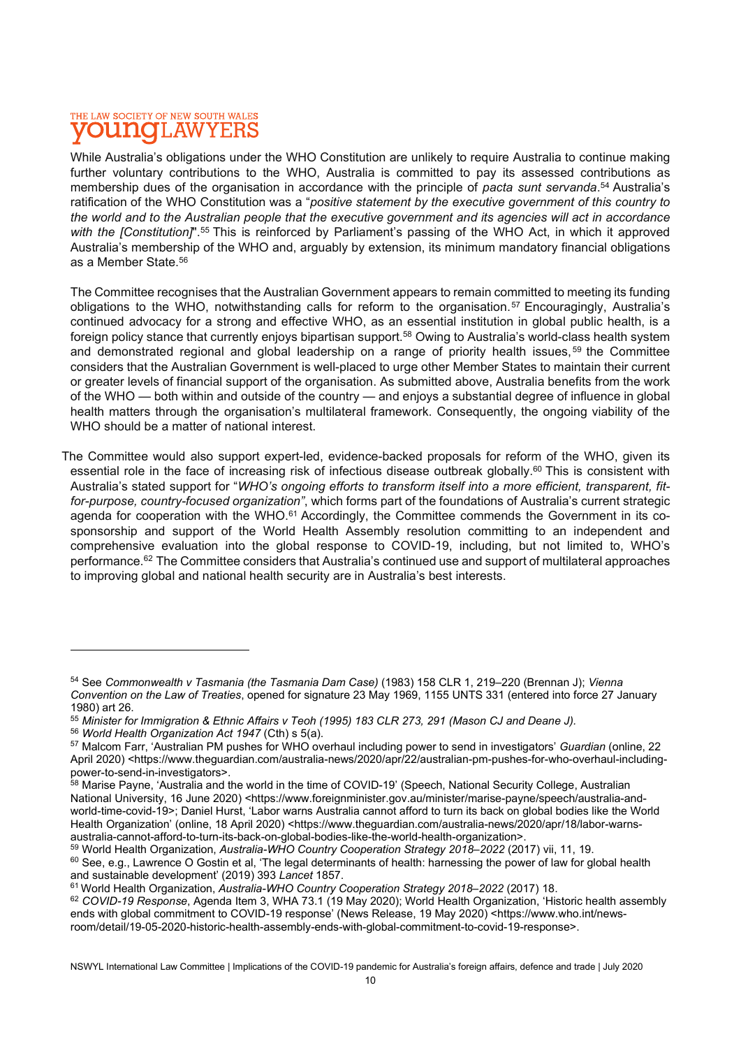While Australia's obligations under the WHO Constitution are unlikely to require Australia to continue making further voluntary contributions to the WHO, Australia is committed to pay its assessed contributions as membership dues of the organisation in accordance with the principle of *pacta sunt servanda*.[54] Australia's ratification of the WHO Constitution was a "*positive statement by the executive government of this country to the world and to the Australian people that the executive government and its agencies will act in accordance with the [Constitution]*".[55] This is reinforced by Parliament's passing of the WHO Act, in which it approved Australia's membership of the WHO and, arguably by extension, its minimum mandatory financial obligations as a Member State.[56]

The Committee recognises that the Australian Government appears to remain committed to meeting its funding obligations to the WHO, notwithstanding calls for reform to the organisation.[57] Encouragingly, Australia's continued advocacy for a strong and effective WHO, as an essential institution in global public health, is a foreign policy stance that currently enjoys bipartisan support.[58] Owing to Australia's world-class health system and demonstrated regional and global leadership on a range of priority health issues,[59] the Committee considers that the Australian Government is well-placed to urge other Member States to maintain their current or greater levels of financial support of the organisation. As submitted above, Australia benefits from the work of the WHO — both within and outside of the country — and enjoys a substantial degree of influence in global health matters through the organisation's multilateral framework. Consequently, the ongoing viability of the WHO should be a matter of national interest.

The Committee would also support expert-led, evidence-backed proposals for reform of the WHO, given its essential role in the face of increasing risk of infectious disease outbreak globally.[60] This is consistent with Australia's stated support for "*WHO's ongoing efforts to transform itself into a more efficient, transparent, fit-for-purpose, country-focused organization*", which forms part of the foundations of Australia's current strategic agenda for cooperation with the WHO.[61] Accordingly, the Committee commends the Government in its co-sponsorship and support of the World Health Assembly resolution committing to an independent and comprehensive evaluation into the global response to COVID-19, including, but not limited to, WHO's performance.[62] The Committee considers that Australia's continued use and support of multilateral approaches to improving global and national health security are in Australia's best interests.

---

[54] See *Commonwealth v Tasmania (the Tasmania Dam Case)* (1983) 158 CLR 1, 219–220 (Brennan J); *Vienna Convention on the Law of Treaties*, opened for signature 23 May 1969, 1155 UNTS 331 (entered into force 27 January 1980) art 26.

[55] *Minister for Immigration & Ethnic Affairs v Teoh (1995) 183 CLR 273, 291 (Mason CJ and Deane J).*

[56] *World Health Organization Act 1947* (Cth) s 5(a).

[57] Malcom Farr, 'Australian PM pushes for WHO overhaul including power to send in investigators' *Guardian* (online, 22 April 2020) <https://www.theguardian.com/australia-news/2020/apr/22/australian-pm-pushes-for-who-overhaul-including-power-to-send-in-investigators>.

[58] Marise Payne, 'Australia and the world in the time of COVID-19' (Speech, National Security College, Australian National University, 16 June 2020) <https://www.foreignminister.gov.au/minister/marise-payne/speech/australia-and-world-time-covid-19>; Daniel Hurst, 'Labor warns Australia cannot afford to turn its back on global bodies like the World Health Organization' (online, 18 April 2020) <https://www.theguardian.com/australia-news/2020/apr/18/labor-warns-australia-cannot-afford-to-turn-its-back-on-global-bodies-like-the-world-health-organization>.

[59] World Health Organization, *Australia-WHO Country Cooperation Strategy 2018–2022* (2017) vii, 11, 19.

[60] See, e.g., Lawrence O Gostin et al, 'The legal determinants of health: harnessing the power of law for global health and sustainable development' (2019) 393 *Lancet* 1857.

[61] World Health Organization, *Australia-WHO Country Cooperation Strategy 2018–2022* (2017) 18.

[62] *COVID-19 Response*, Agenda Item 3, WHA 73.1 (19 May 2020); World Health Organization, 'Historic health assembly ends with global commitment to COVID-19 response' (News Release, 19 May 2020) <https://www.who.int/news-room/detail/19-05-2020-historic-health-assembly-ends-with-global-commitment-to-covid-19-response>.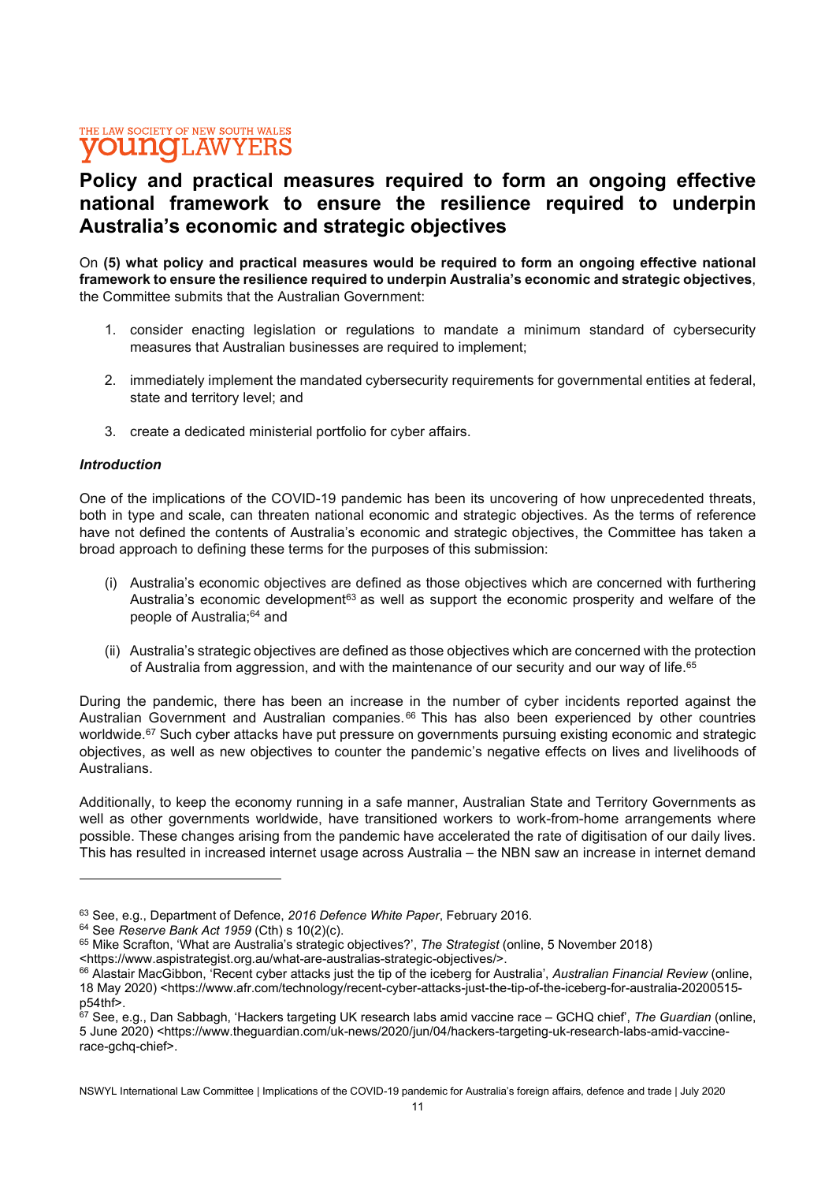## Policy and practical measures required to form an ongoing effective national framework to ensure the resilience required to underpin Australia's economic and strategic objectives

On **(5) what policy and practical measures would be required to form an ongoing effective national framework to ensure the resilience required to underpin Australia's economic and strategic objectives**, the Committee submits that the Australian Government:

1. consider enacting legislation or regulations to mandate a minimum standard of cybersecurity measures that Australian businesses are required to implement;

2. immediately implement the mandated cybersecurity requirements for governmental entities at federal, state and territory level; and

3. create a dedicated ministerial portfolio for cyber affairs.

***Introduction***

One of the implications of the COVID-19 pandemic has been its uncovering of how unprecedented threats, both in type and scale, can threaten national economic and strategic objectives. As the terms of reference have not defined the contents of Australia's economic and strategic objectives, the Committee has taken a broad approach to defining these terms for the purposes of this submission:

(i) Australia's economic objectives are defined as those objectives which are concerned with furthering Australia's economic development[63] as well as support the economic prosperity and welfare of the people of Australia;[64] and

(ii) Australia's strategic objectives are defined as those objectives which are concerned with the protection of Australia from aggression, and with the maintenance of our security and our way of life.[65]

During the pandemic, there has been an increase in the number of cyber incidents reported against the Australian Government and Australian companies.[66] This has also been experienced by other countries worldwide.[67] Such cyber attacks have put pressure on governments pursuing existing economic and strategic objectives, as well as new objectives to counter the pandemic's negative effects on lives and livelihoods of Australians.

Additionally, to keep the economy running in a safe manner, Australian State and Territory Governments as well as other governments worldwide, have transitioned workers to work-from-home arrangements where possible. These changes arising from the pandemic have accelerated the rate of digitisation of our daily lives. This has resulted in increased internet usage across Australia – the NBN saw an increase in internet demand

---

[63] See, e.g., Department of Defence, *2016 Defence White Paper*, February 2016.

[64] See *Reserve Bank Act 1959* (Cth) s 10(2)(c).

[65] Mike Scrafton, 'What are Australia's strategic objectives?', *The Strategist* (online, 5 November 2018) <https://www.aspistrategist.org.au/what-are-australias-strategic-objectives/>.

[66] Alastair MacGibbon, 'Recent cyber attacks just the tip of the iceberg for Australia', *Australian Financial Review* (online, 18 May 2020) <https://www.afr.com/technology/recent-cyber-attacks-just-the-tip-of-the-iceberg-for-australia-20200515-p54thf>.

[67] See, e.g., Dan Sabbagh, 'Hackers targeting UK research labs amid vaccine race – GCHQ chief', *The Guardian* (online, 5 June 2020) <https://www.theguardian.com/uk-news/2020/jun/04/hackers-targeting-uk-research-labs-amid-vaccine-race-gchq-chief>.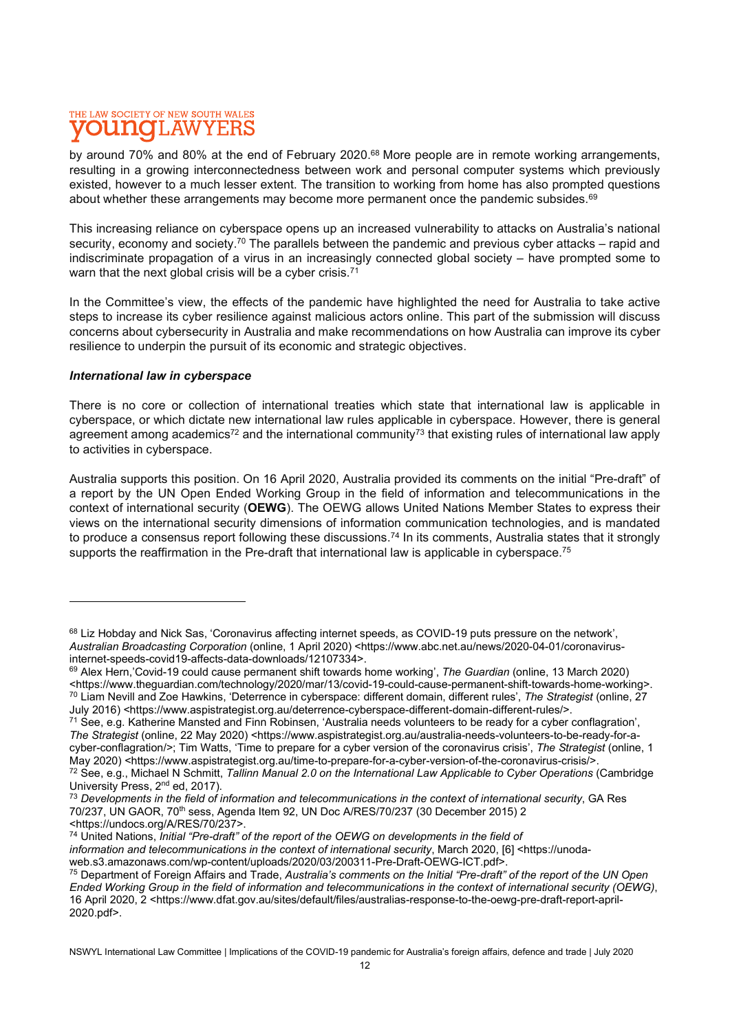by around 70% and 80% at the end of February 2020.[68] More people are in remote working arrangements, resulting in a growing interconnectedness between work and personal computer systems which previously existed, however to a much lesser extent. The transition to working from home has also prompted questions about whether these arrangements may become more permanent once the pandemic subsides.[69]

This increasing reliance on cyberspace opens up an increased vulnerability to attacks on Australia's national security, economy and society.[70] The parallels between the pandemic and previous cyber attacks – rapid and indiscriminate propagation of a virus in an increasingly connected global society – have prompted some to warn that the next global crisis will be a cyber crisis.[71]

In the Committee's view, the effects of the pandemic have highlighted the need for Australia to take active steps to increase its cyber resilience against malicious actors online. This part of the submission will discuss concerns about cybersecurity in Australia and make recommendations on how Australia can improve its cyber resilience to underpin the pursuit of its economic and strategic objectives.

***International law in cyberspace***

There is no core or collection of international treaties which state that international law is applicable in cyberspace, or which dictate new international law rules applicable in cyberspace. However, there is general agreement among academics[72] and the international community[73] that existing rules of international law apply to activities in cyberspace.

Australia supports this position. On 16 April 2020, Australia provided its comments on the initial "Pre-draft" of a report by the UN Open Ended Working Group in the field of information and telecommunications in the context of international security (**OEWG**). The OEWG allows United Nations Member States to express their views on the international security dimensions of information communication technologies, and is mandated to produce a consensus report following these discussions.[74] In its comments, Australia states that it strongly supports the reaffirmation in the Pre-draft that international law is applicable in cyberspace.[75]

---

[68] Liz Hobday and Nick Sas, 'Coronavirus affecting internet speeds, as COVID-19 puts pressure on the network', *Australian Broadcasting Corporation* (online, 1 April 2020) <https://www.abc.net.au/news/2020-04-01/coronavirus-internet-speeds-covid19-affects-data-downloads/12107334>.

[69] Alex Hern,'Covid-19 could cause permanent shift towards home working', *The Guardian* (online, 13 March 2020) <https://www.theguardian.com/technology/2020/mar/13/covid-19-could-cause-permanent-shift-towards-home-working>.

[70] Liam Nevill and Zoe Hawkins, 'Deterrence in cyberspace: different domain, different rules', *The Strategist* (online, 27 July 2016) <https://www.aspistrategist.org.au/deterrence-cyberspace-different-domain-different-rules/>.

[71] See, e.g. Katherine Mansted and Finn Robinsen, 'Australia needs volunteers to be ready for a cyber conflagration', *The Strategist* (online, 22 May 2020) <https://www.aspistrategist.org.au/australia-needs-volunteers-to-be-ready-for-a-cyber-conflagration/>; Tim Watts, 'Time to prepare for a cyber version of the coronavirus crisis', *The Strategist* (online, 1 May 2020) <https://www.aspistrategist.org.au/time-to-prepare-for-a-cyber-version-of-the-coronavirus-crisis/>.

[72] See, e.g., Michael N Schmitt, *Tallinn Manual 2.0 on the International Law Applicable to Cyber Operations* (Cambridge University Press, 2nd ed, 2017).

[73] *Developments in the field of information and telecommunications in the context of international security*, GA Res 70/237, UN GAOR, 70th sess, Agenda Item 92, UN Doc A/RES/70/237 (30 December 2015) 2 <https://undocs.org/A/RES/70/237>.

[74] United Nations, *Initial "Pre-draft" of the report of the OEWG on developments in the field of information and telecommunications in the context of international security*, March 2020, [6] <https://unoda-web.s3.amazonaws.com/wp-content/uploads/2020/03/200311-Pre-Draft-OEWG-ICT.pdf>.

[75] Department of Foreign Affairs and Trade, *Australia's comments on the Initial "Pre-draft" of the report of the UN Open Ended Working Group in the field of information and telecommunications in the context of international security (OEWG)*, 16 April 2020, 2 <https://www.dfat.gov.au/sites/default/files/australias-response-to-the-oewg-pre-draft-report-april-2020.pdf>.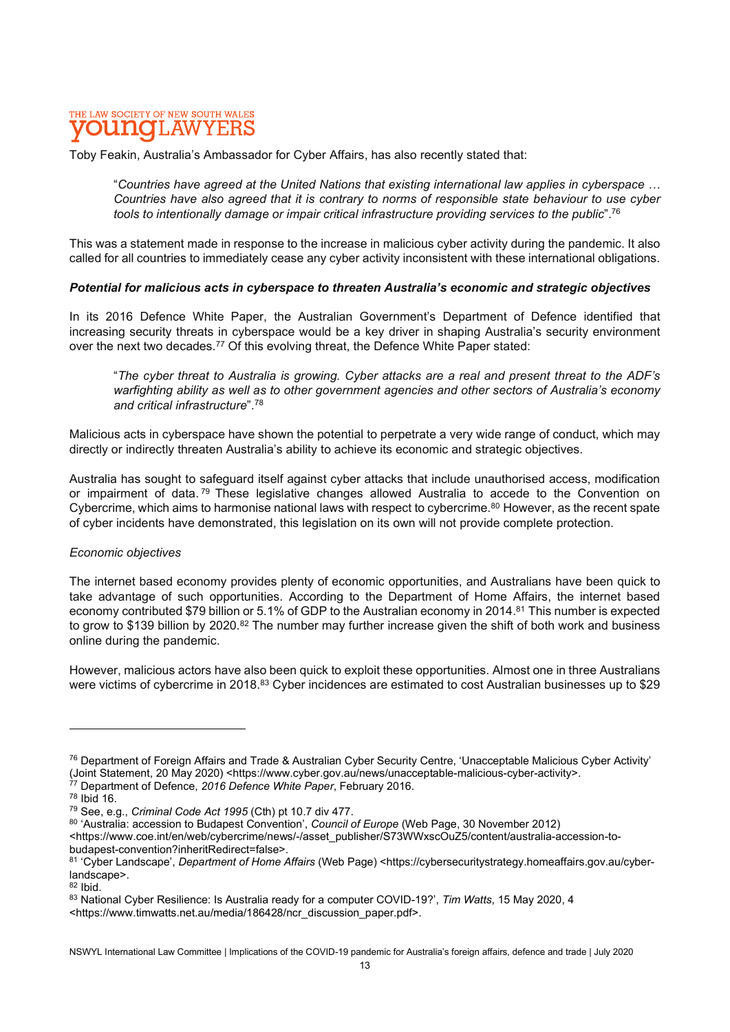Toby Feakin, Australia's Ambassador for Cyber Affairs, has also recently stated that:

> "*Countries have agreed at the United Nations that existing international law applies in cyberspace … Countries have also agreed that it is contrary to norms of responsible state behaviour to use cyber tools to intentionally damage or impair critical infrastructure providing services to the public*".[76]

This was a statement made in response to the increase in malicious cyber activity during the pandemic. It also called for all countries to immediately cease any cyber activity inconsistent with these international obligations.

***Potential for malicious acts in cyberspace to threaten Australia's economic and strategic objectives***

In its 2016 Defence White Paper, the Australian Government's Department of Defence identified that increasing security threats in cyberspace would be a key driver in shaping Australia's security environment over the next two decades.[77] Of this evolving threat, the Defence White Paper stated:

> "*The cyber threat to Australia is growing. Cyber attacks are a real and present threat to the ADF's warfighting ability as well as to other government agencies and other sectors of Australia's economy and critical infrastructure*".[78]

Malicious acts in cyberspace have shown the potential to perpetrate a very wide range of conduct, which may directly or indirectly threaten Australia's ability to achieve its economic and strategic objectives.

Australia has sought to safeguard itself against cyber attacks that include unauthorised access, modification or impairment of data.[79] These legislative changes allowed Australia to accede to the Convention on Cybercrime, which aims to harmonise national laws with respect to cybercrime.[80] However, as the recent spate of cyber incidents have demonstrated, this legislation on its own will not provide complete protection.

*Economic objectives*

The internet based economy provides plenty of economic opportunities, and Australians have been quick to take advantage of such opportunities. According to the Department of Home Affairs, the internet based economy contributed $79 billion or 5.1% of GDP to the Australian economy in 2014.[81] This number is expected to grow to $139 billion by 2020.[82] The number may further increase given the shift of both work and business online during the pandemic.

However, malicious actors have also been quick to exploit these opportunities. Almost one in three Australians were victims of cybercrime in 2018.[83] Cyber incidences are estimated to cost Australian businesses up to $29

---

[76] Department of Foreign Affairs and Trade & Australian Cyber Security Centre, 'Unacceptable Malicious Cyber Activity' (Joint Statement, 20 May 2020) <https://www.cyber.gov.au/news/unacceptable-malicious-cyber-activity>.

[77] Department of Defence, *2016 Defence White Paper*, February 2016.

[78] Ibid 16.

[79] See, e.g., *Criminal Code Act 1995* (Cth) pt 10.7 div 477.

[80] 'Australia: accession to Budapest Convention', *Council of Europe* (Web Page, 30 November 2012) <https://www.coe.int/en/web/cybercrime/news/-/asset_publisher/S73WWxscOuZ5/content/australia-accession-to-budapest-convention?inheritRedirect=false>.

[81] 'Cyber Landscape', *Department of Home Affairs* (Web Page) <https://cybersecuritystrategy.homeaffairs.gov.au/cyber-landscape>.

[82] Ibid.

[83] National Cyber Resilience: Is Australia ready for a computer COVID-19?', *Tim Watts*, 15 May 2020, 4 <https://www.timwatts.net.au/media/186428/ncr_discussion_paper.pdf>.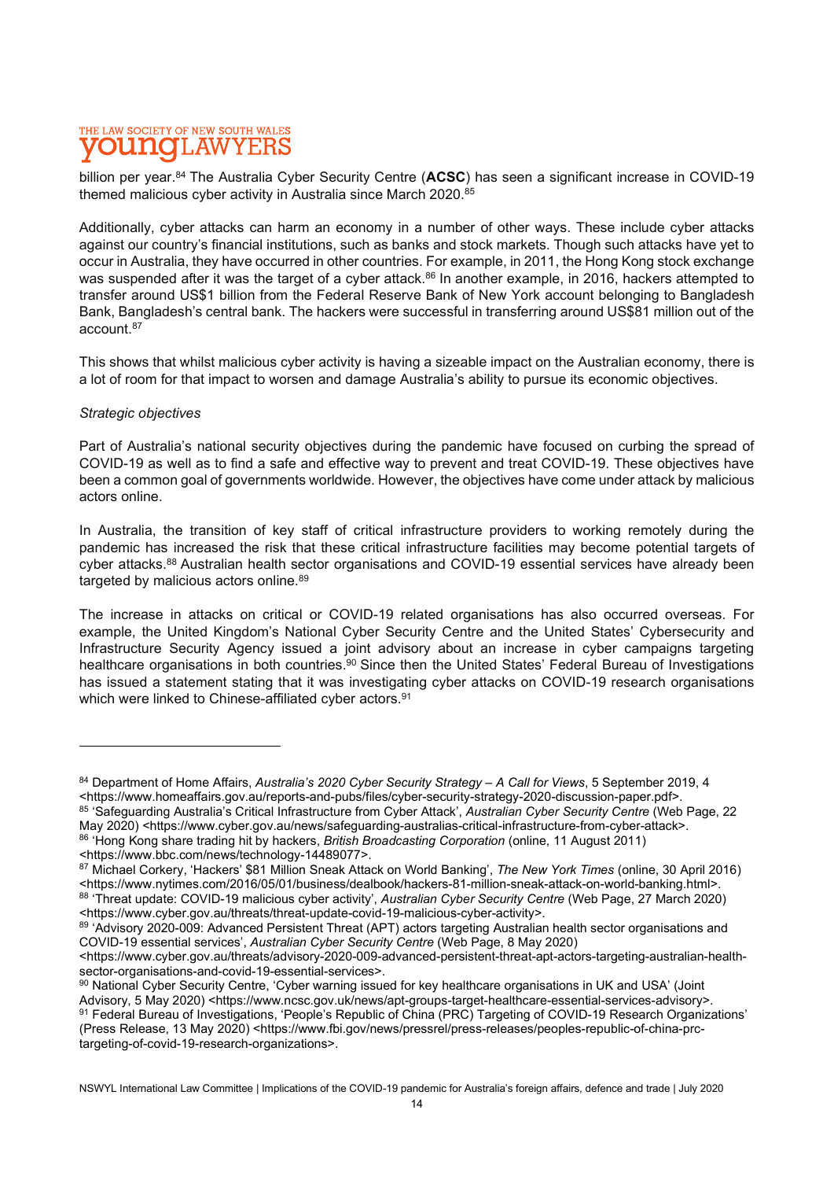billion per year.[84] The Australia Cyber Security Centre (**ACSC**) has seen a significant increase in COVID-19 themed malicious cyber activity in Australia since March 2020.[85]

Additionally, cyber attacks can harm an economy in a number of other ways. These include cyber attacks against our country's financial institutions, such as banks and stock markets. Though such attacks have yet to occur in Australia, they have occurred in other countries. For example, in 2011, the Hong Kong stock exchange was suspended after it was the target of a cyber attack.[86] In another example, in 2016, hackers attempted to transfer around US$1 billion from the Federal Reserve Bank of New York account belonging to Bangladesh Bank, Bangladesh's central bank. The hackers were successful in transferring around US$81 million out of the account.[87]

This shows that whilst malicious cyber activity is having a sizeable impact on the Australian economy, there is a lot of room for that impact to worsen and damage Australia's ability to pursue its economic objectives.

*Strategic objectives*

Part of Australia's national security objectives during the pandemic have focused on curbing the spread of COVID-19 as well as to find a safe and effective way to prevent and treat COVID-19. These objectives have been a common goal of governments worldwide. However, the objectives have come under attack by malicious actors online.

In Australia, the transition of key staff of critical infrastructure providers to working remotely during the pandemic has increased the risk that these critical infrastructure facilities may become potential targets of cyber attacks.[88] Australian health sector organisations and COVID-19 essential services have already been targeted by malicious actors online.[89]

The increase in attacks on critical or COVID-19 related organisations has also occurred overseas. For example, the United Kingdom's National Cyber Security Centre and the United States' Cybersecurity and Infrastructure Security Agency issued a joint advisory about an increase in cyber campaigns targeting healthcare organisations in both countries.[90] Since then the United States' Federal Bureau of Investigations has issued a statement stating that it was investigating cyber attacks on COVID-19 research organisations which were linked to Chinese-affiliated cyber actors.[91]

---

[84] Department of Home Affairs, *Australia's 2020 Cyber Security Strategy – A Call for Views*, 5 September 2019, 4 <https://www.homeaffairs.gov.au/reports-and-pubs/files/cyber-security-strategy-2020-discussion-paper.pdf>.

[85] 'Safeguarding Australia's Critical Infrastructure from Cyber Attack', *Australian Cyber Security Centre* (Web Page, 22 May 2020) <https://www.cyber.gov.au/news/safeguarding-australias-critical-infrastructure-from-cyber-attack>.

[86] 'Hong Kong share trading hit by hackers, *British Broadcasting Corporation* (online, 11 August 2011) <https://www.bbc.com/news/technology-14489077>.

[87] Michael Corkery, 'Hackers' $81 Million Sneak Attack on World Banking', *The New York Times* (online, 30 April 2016) <https://www.nytimes.com/2016/05/01/business/dealbook/hackers-81-million-sneak-attack-on-world-banking.html>.

[88] 'Threat update: COVID-19 malicious cyber activity', *Australian Cyber Security Centre* (Web Page, 27 March 2020) <https://www.cyber.gov.au/threats/threat-update-covid-19-malicious-cyber-activity>.

[89] 'Advisory 2020-009: Advanced Persistent Threat (APT) actors targeting Australian health sector organisations and COVID-19 essential services', *Australian Cyber Security Centre* (Web Page, 8 May 2020) <https://www.cyber.gov.au/threats/advisory-2020-009-advanced-persistent-threat-apt-actors-targeting-australian-health-sector-organisations-and-covid-19-essential-services>.

[90] National Cyber Security Centre, 'Cyber warning issued for key healthcare organisations in UK and USA' (Joint Advisory, 5 May 2020) <https://www.ncsc.gov.uk/news/apt-groups-target-healthcare-essential-services-advisory>.

[91] Federal Bureau of Investigations, 'People's Republic of China (PRC) Targeting of COVID-19 Research Organizations' (Press Release, 13 May 2020) <https://www.fbi.gov/news/pressrel/press-releases/peoples-republic-of-china-prc-targeting-of-covid-19-research-organizations>.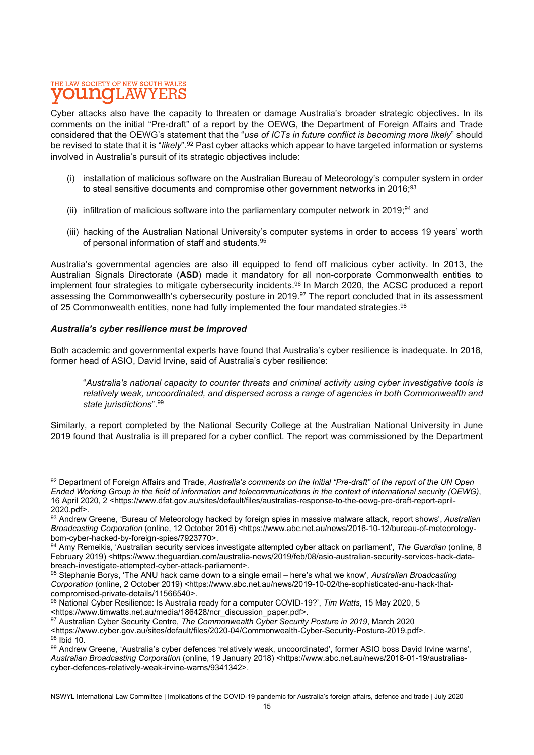Cyber attacks also have the capacity to threaten or damage Australia's broader strategic objectives. In its comments on the initial "Pre-draft" of a report by the OEWG, the Department of Foreign Affairs and Trade considered that the OEWG's statement that the "*use of ICTs in future conflict is becoming more likely*" should be revised to state that it is "*likely*".[92] Past cyber attacks which appear to have targeted information or systems involved in Australia's pursuit of its strategic objectives include:

(i) installation of malicious software on the Australian Bureau of Meteorology's computer system in order to steal sensitive documents and compromise other government networks in 2016;[93]

(ii) infiltration of malicious software into the parliamentary computer network in 2019;[94] and

(iii) hacking of the Australian National University's computer systems in order to access 19 years' worth of personal information of staff and students.[95]

Australia's governmental agencies are also ill equipped to fend off malicious cyber activity. In 2013, the Australian Signals Directorate (**ASD**) made it mandatory for all non-corporate Commonwealth entities to implement four strategies to mitigate cybersecurity incidents.[96] In March 2020, the ACSC produced a report assessing the Commonwealth's cybersecurity posture in 2019.[97] The report concluded that in its assessment of 25 Commonwealth entities, none had fully implemented the four mandated strategies.[98]

***Australia's cyber resilience must be improved***

Both academic and governmental experts have found that Australia's cyber resilience is inadequate. In 2018, former head of ASIO, David Irvine, said of Australia's cyber resilience:

> "*Australia's national capacity to counter threats and criminal activity using cyber investigative tools is relatively weak, uncoordinated, and dispersed across a range of agencies in both Commonwealth and state jurisdictions*".[99]

Similarly, a report completed by the National Security College at the Australian National University in June 2019 found that Australia is ill prepared for a cyber conflict. The report was commissioned by the Department

---

[92] Department of Foreign Affairs and Trade, *Australia's comments on the Initial "Pre-draft" of the report of the UN Open Ended Working Group in the field of information and telecommunications in the context of international security (OEWG)*, 16 April 2020, 2 <https://www.dfat.gov.au/sites/default/files/australias-response-to-the-oewg-pre-draft-report-april-2020.pdf>.

[93] Andrew Greene, 'Bureau of Meteorology hacked by foreign spies in massive malware attack, report shows', *Australian Broadcasting Corporation* (online, 12 October 2016) <https://www.abc.net.au/news/2016-10-12/bureau-of-meteorology-bom-cyber-hacked-by-foreign-spies/7923770>.

[94] Amy Remeikis, 'Australian security services investigate attempted cyber attack on parliament', *The Guardian* (online, 8 February 2019) <https://www.theguardian.com/australia-news/2019/feb/08/asio-australian-security-services-hack-data-breach-investigate-attempted-cyber-attack-parliament>.

[95] Stephanie Borys, 'The ANU hack came down to a single email – here's what we know', *Australian Broadcasting Corporation* (online, 2 October 2019) <https://www.abc.net.au/news/2019-10-02/the-sophisticated-anu-hack-that-compromised-private-details/11566540>.

[96] National Cyber Resilience: Is Australia ready for a computer COVID-19?', *Tim Watts*, 15 May 2020, 5 <https://www.timwatts.net.au/media/186428/ncr_discussion_paper.pdf>.

[97] Australian Cyber Security Centre, *The Commonwealth Cyber Security Posture in 2019*, March 2020 <https://www.cyber.gov.au/sites/default/files/2020-04/Commonwealth-Cyber-Security-Posture-2019.pdf>.

[98] Ibid 10.

[99] Andrew Greene, 'Australia's cyber defences 'relatively weak, uncoordinated', former ASIO boss David Irvine warns', *Australian Broadcasting Corporation* (online, 19 January 2018) <https://www.abc.net.au/news/2018-01-19/australias-cyber-defences-relatively-weak-irvine-warns/9341342>.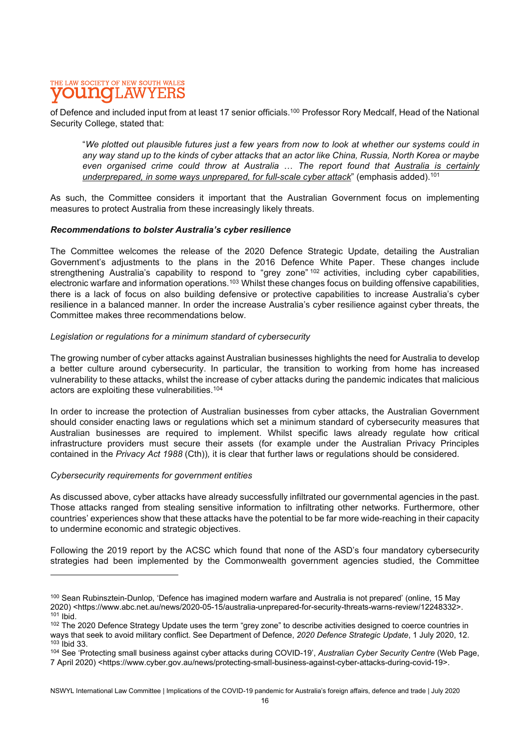of Defence and included input from at least 17 senior officials.[100] Professor Rory Medcalf, Head of the National Security College, stated that:

> "*We plotted out plausible futures just a few years from now to look at whether our systems could in any way stand up to the kinds of cyber attacks that an actor like China, Russia, North Korea or maybe even organised crime could throw at Australia … The report found that <u>Australia is certainly underprepared, in some ways unprepared, for full-scale cyber attack</u>*" (emphasis added).[101]

As such, the Committee considers it important that the Australian Government focus on implementing measures to protect Australia from these increasingly likely threats.

***Recommendations to bolster Australia's cyber resilience***

The Committee welcomes the release of the 2020 Defence Strategic Update, detailing the Australian Government's adjustments to the plans in the 2016 Defence White Paper. These changes include strengthening Australia's capability to respond to "grey zone"[102] activities, including cyber capabilities, electronic warfare and information operations.[103] Whilst these changes focus on building offensive capabilities, there is a lack of focus on also building defensive or protective capabilities to increase Australia's cyber resilience in a balanced manner. In order the increase Australia's cyber resilience against cyber threats, the Committee makes three recommendations below.

*Legislation or regulations for a minimum standard of cybersecurity*

The growing number of cyber attacks against Australian businesses highlights the need for Australia to develop a better culture around cybersecurity. In particular, the transition to working from home has increased vulnerability to these attacks, whilst the increase of cyber attacks during the pandemic indicates that malicious actors are exploiting these vulnerabilities.[104]

In order to increase the protection of Australian businesses from cyber attacks, the Australian Government should consider enacting laws or regulations which set a minimum standard of cybersecurity measures that Australian businesses are required to implement. Whilst specific laws already regulate how critical infrastructure providers must secure their assets (for example under the Australian Privacy Principles contained in the *Privacy Act 1988* (Cth)), it is clear that further laws or regulations should be considered.

*Cybersecurity requirements for government entities*

As discussed above, cyber attacks have already successfully infiltrated our governmental agencies in the past. Those attacks ranged from stealing sensitive information to infiltrating other networks. Furthermore, other countries' experiences show that these attacks have the potential to be far more wide-reaching in their capacity to undermine economic and strategic objectives.

Following the 2019 report by the ACSC which found that none of the ASD's four mandatory cybersecurity strategies had been implemented by the Commonwealth government agencies studied, the Committee

---

[100] Sean Rubinsztein-Dunlop, 'Defence has imagined modern warfare and Australia is not prepared' (online, 15 May 2020) <https://www.abc.net.au/news/2020-05-15/australia-unprepared-for-security-threats-warns-review/12248332>.

[101] Ibid.

[102] The 2020 Defence Strategy Update uses the term "grey zone" to describe activities designed to coerce countries in ways that seek to avoid military conflict. See Department of Defence, *2020 Defence Strategic Update*, 1 July 2020, 12.

[103] Ibid 33.

[104] See 'Protecting small business against cyber attacks during COVID-19', *Australian Cyber Security Centre* (Web Page, 7 April 2020) <https://www.cyber.gov.au/news/protecting-small-business-against-cyber-attacks-during-covid-19>.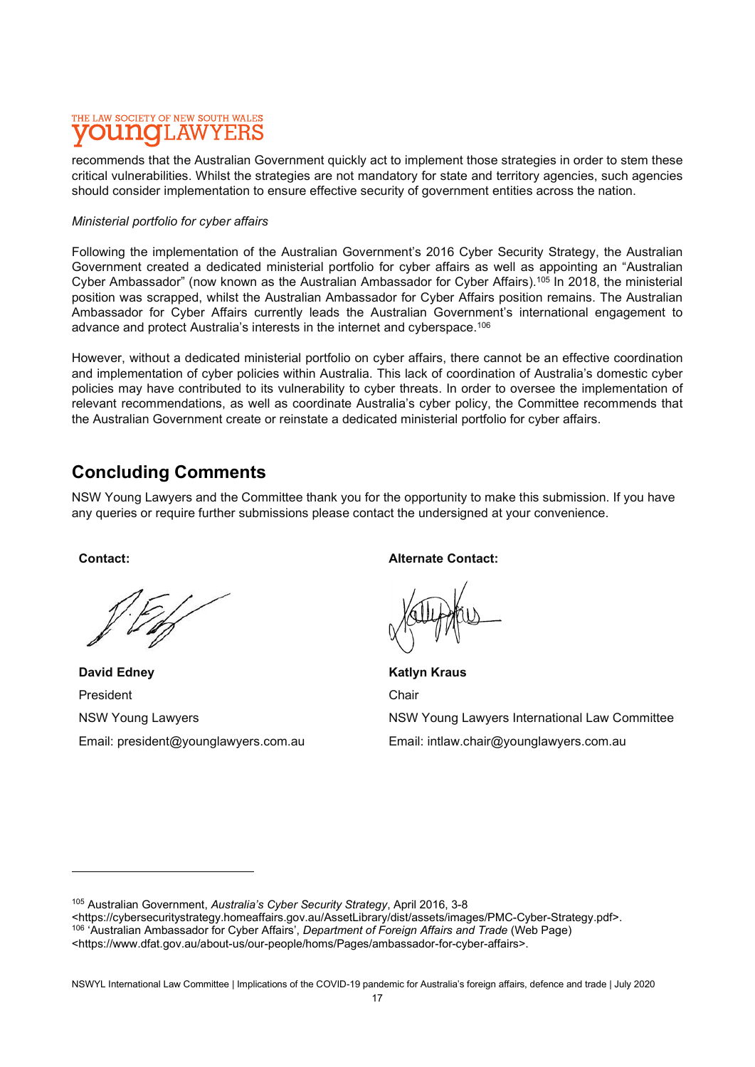recommends that the Australian Government quickly act to implement those strategies in order to stem these critical vulnerabilities. Whilst the strategies are not mandatory for state and territory agencies, such agencies should consider implementation to ensure effective security of government entities across the nation.

*Ministerial portfolio for cyber affairs*

Following the implementation of the Australian Government's 2016 Cyber Security Strategy, the Australian Government created a dedicated ministerial portfolio for cyber affairs as well as appointing an "Australian Cyber Ambassador" (now known as the Australian Ambassador for Cyber Affairs).[105] In 2018, the ministerial position was scrapped, whilst the Australian Ambassador for Cyber Affairs position remains. The Australian Ambassador for Cyber Affairs currently leads the Australian Government's international engagement to advance and protect Australia's interests in the internet and cyberspace.[106]

However, without a dedicated ministerial portfolio on cyber affairs, there cannot be an effective coordination and implementation of cyber policies within Australia. This lack of coordination of Australia's domestic cyber policies may have contributed to its vulnerability to cyber threats. In order to oversee the implementation of relevant recommendations, as well as coordinate Australia's cyber policy, the Committee recommends that the Australian Government create or reinstate a dedicated ministerial portfolio for cyber affairs.

## Concluding Comments

NSW Young Lawyers and the Committee thank you for the opportunity to make this submission. If you have any queries or require further submissions please contact the undersigned at your convenience.

**Contact:**

**David Edney**
President
NSW Young Lawyers
Email: president@younglawyers.com.au

**Alternate Contact:**

**Katlyn Kraus**
Chair
NSW Young Lawyers International Law Committee
Email: intlaw.chair@younglawyers.com.au

---

[105] Australian Government, *Australia's Cyber Security Strategy*, April 2016, 3-8 <https://cybersecuritystrategy.homeaffairs.gov.au/AssetLibrary/dist/assets/images/PMC-Cyber-Strategy.pdf>.

[106] 'Australian Ambassador for Cyber Affairs', *Department of Foreign Affairs and Trade* (Web Page) <https://www.dfat.gov.au/about-us/our-people/homs/Pages/ambassador-for-cyber-affairs>.